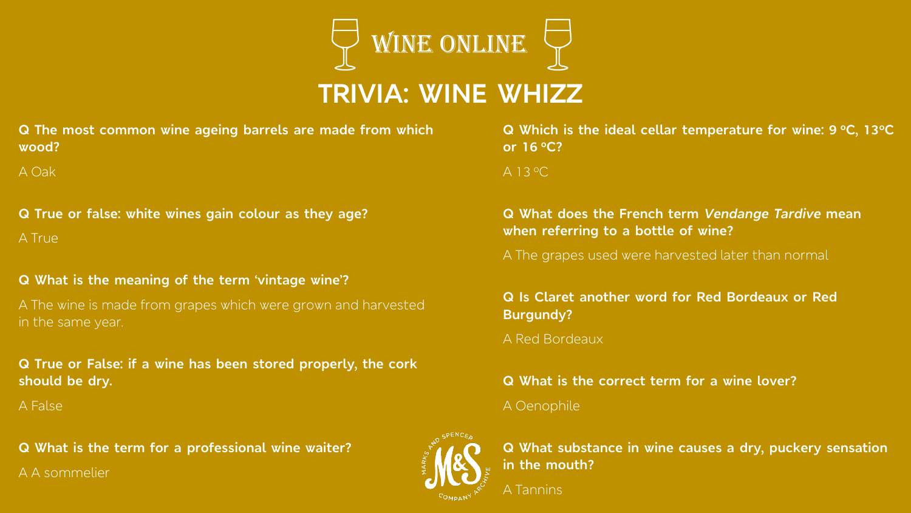# WINE ONLINE

## TRIVIA: WINE WHIZZ

**Q The most common wine ageing barrels are made from which wood?**

A Oak

**Q True or false: white wines gain colour as they age?**

A True

**Q What is the meaning of the term 'vintage wine'?**

A The wine is made from grapes which were grown and harvested in the same year.

**Q True or False: if a wine has been stored properly, the cork should be dry.**

A False

**Q What is the term for a professional wine waiter?**

A A sommelier

**Q Which is the ideal cellar temperature for wine: 9 ºC, 13ºC or 16 ºC?**

A 13 ºC

**Q What does the French term *Vendange Tardive* mean when referring to a bottle of wine?**

A The grapes used were harvested later than normal

**Q Is Claret another word for Red Bordeaux or Red Burgundy?**

A Red Bordeaux

**Q What is the correct term for a wine lover?**

A Oenophile

**Q What substance in wine causes a dry, puckery sensation in the mouth?**

A Tannins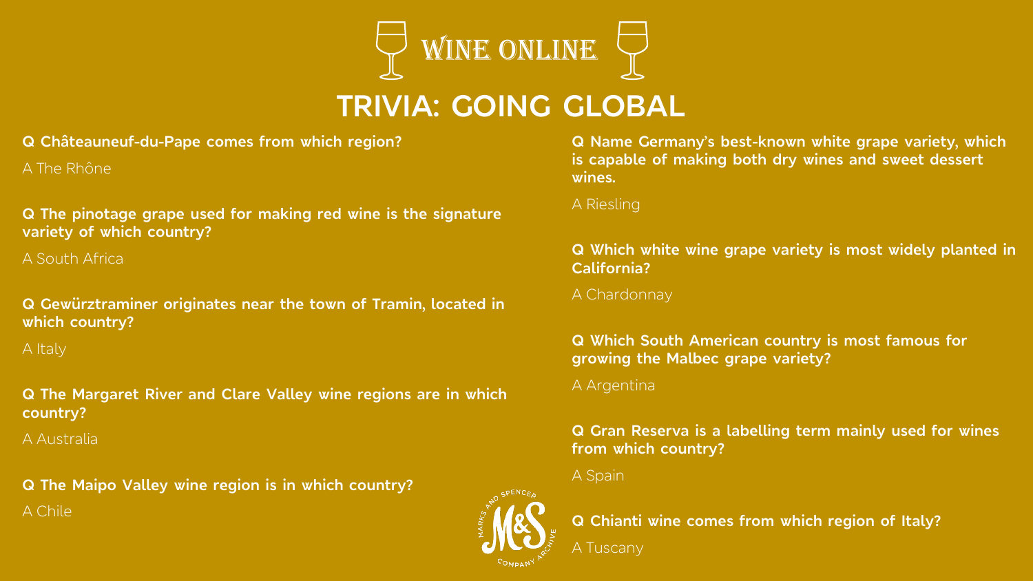# WINE ONLINE

## TRIVIA: GOING GLOBAL

**Q Châteauneuf-du-Pape comes from which region?**

A The Rhône

**Q The pinotage grape used for making red wine is the signature variety of which country?**

A South Africa

**Q Gewürztraminer originates near the town of Tramin, located in which country?**

A Italy

**Q The Margaret River and Clare Valley wine regions are in which country?**

A Australia

**Q The Maipo Valley wine region is in which country?**

A Chile

**Q Name Germany's best-known white grape variety, which is capable of making both dry wines and sweet dessert wines.**

A Riesling

**Q Which white wine grape variety is most widely planted in California?**

A Chardonnay

**Q Which South American country is most famous for growing the Malbec grape variety?**

A Argentina

**Q Gran Reserva is a labelling term mainly used for wines from which country?**

A Spain

**Q Chianti wine comes from which region of Italy?**

A Tuscany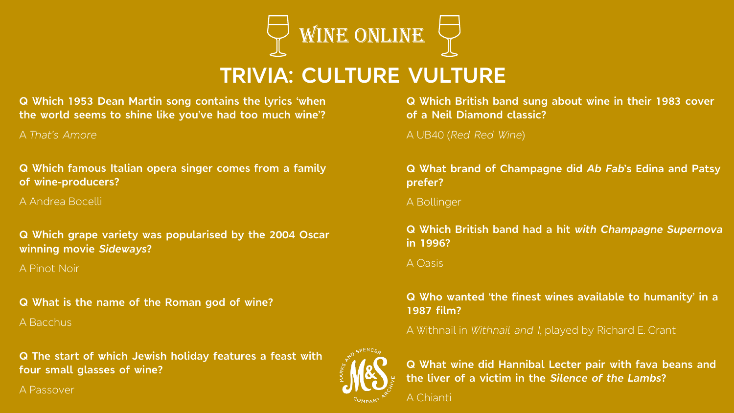WINE ONLINE

# TRIVIA: CULTURE VULTURE

**Q Which 1953 Dean Martin song contains the lyrics 'when the world seems to shine like you've had too much wine'?**

A *That's Amore*

**Q Which famous Italian opera singer comes from a family of wine-producers?**

A Andrea Bocelli

**Q Which grape variety was popularised by the 2004 Oscar winning movie *Sideways*?**

A Pinot Noir

**Q What is the name of the Roman god of wine?**

A Bacchus

**Q The start of which Jewish holiday features a feast with four small glasses of wine?**

A Passover

**Q Which British band sung about wine in their 1983 cover of a Neil Diamond classic?**

A UB40 (*Red Red Wine*)

**Q What brand of Champagne did *Ab Fab*'s Edina and Patsy prefer?**

A Bollinger

**Q Which British band had a hit *with Champagne Supernova* in 1996?**

A Oasis

**Q Who wanted 'the finest wines available to humanity' in a 1987 film?**

A Withnail in *Withnail and I*, played by Richard E. Grant

**Q What wine did Hannibal Lecter pair with fava beans and the liver of a victim in the *Silence of the Lambs*?**

A Chianti

MARKS AND SPENCER COMPANY ARCHIVE